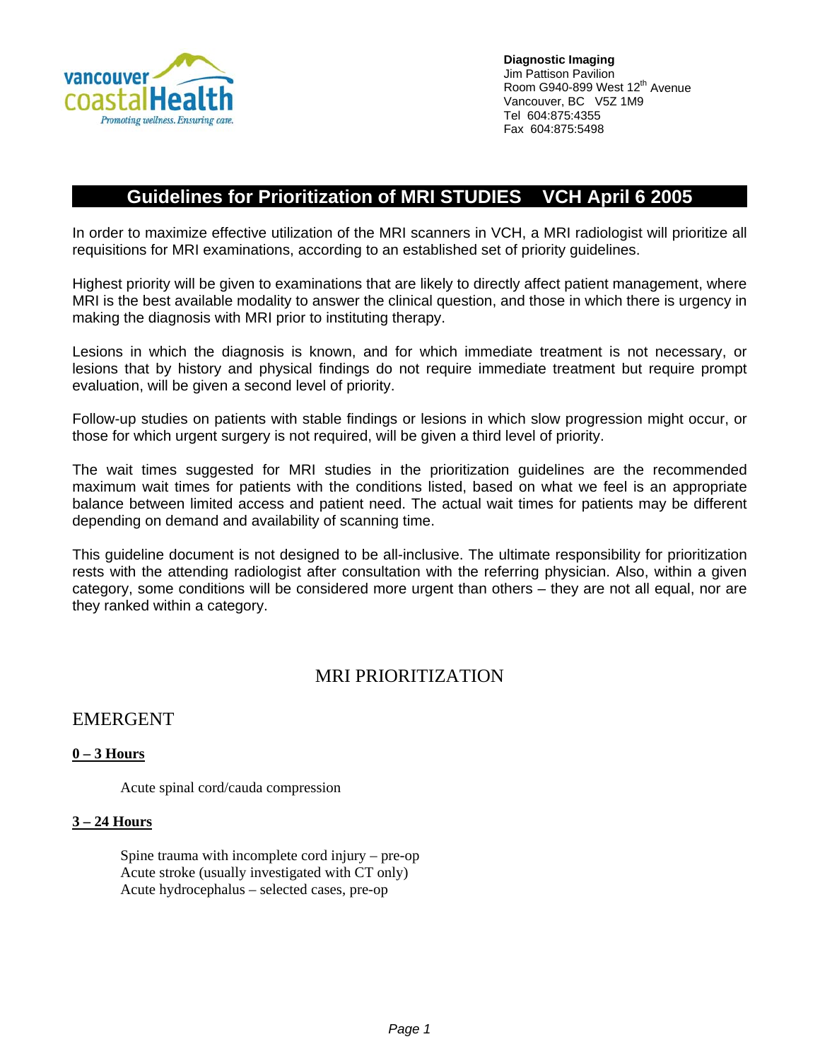vancouver coastalHealth
*Promoting wellness. Ensuring care.*

**Diagnostic Imaging**
Jim Pattison Pavilion
Room G940-899 West 12th Avenue
Vancouver, BC V5Z 1M9
Tel 604:875:4355
Fax 604:875:5498

# Guidelines for Prioritization of MRI STUDIES VCH April 6 2005

In order to maximize effective utilization of the MRI scanners in VCH, a MRI radiologist will prioritize all requisitions for MRI examinations, according to an established set of priority guidelines.

Highest priority will be given to examinations that are likely to directly affect patient management, where MRI is the best available modality to answer the clinical question, and those in which there is urgency in making the diagnosis with MRI prior to instituting therapy.

Lesions in which the diagnosis is known, and for which immediate treatment is not necessary, or lesions that by history and physical findings do not require immediate treatment but require prompt evaluation, will be given a second level of priority.

Follow-up studies on patients with stable findings or lesions in which slow progression might occur, or those for which urgent surgery is not required, will be given a third level of priority.

The wait times suggested for MRI studies in the prioritization guidelines are the recommended maximum wait times for patients with the conditions listed, based on what we feel is an appropriate balance between limited access and patient need. The actual wait times for patients may be different depending on demand and availability of scanning time.

This guideline document is not designed to be all-inclusive. The ultimate responsibility for prioritization rests with the attending radiologist after consultation with the referring physician. Also, within a given category, some conditions will be considered more urgent than others – they are not all equal, nor are they ranked within a category.

## MRI PRIORITIZATION

## EMERGENT

**<u>0 – 3 Hours</u>**

Acute spinal cord/cauda compression

**<u>3 – 24 Hours</u>**

Spine trauma with incomplete cord injury – pre-op
Acute stroke (usually investigated with CT only)
Acute hydrocephalus – selected cases, pre-op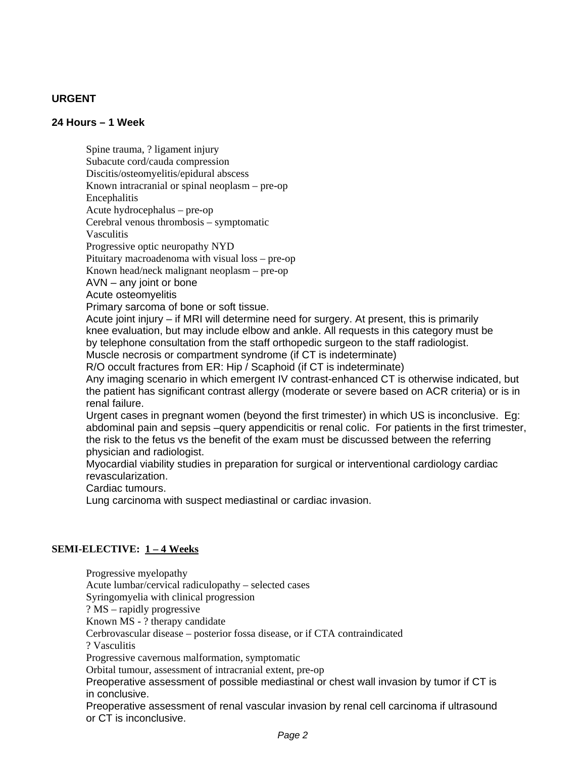**URGENT**

**24 Hours – 1 Week**

Spine trauma, ? ligament injury
Subacute cord/cauda compression
Discitis/osteomyelitis/epidural abscess
Known intracranial or spinal neoplasm – pre-op
Encephalitis
Acute hydrocephalus – pre-op
Cerebral venous thrombosis – symptomatic
Vasculitis
Progressive optic neuropathy NYD
Pituitary macroadenoma with visual loss – pre-op
Known head/neck malignant neoplasm – pre-op
AVN – any joint or bone
Acute osteomyelitis
Primary sarcoma of bone or soft tissue.
Acute joint injury – if MRI will determine need for surgery. At present, this is primarily knee evaluation, but may include elbow and ankle. All requests in this category must be by telephone consultation from the staff orthopedic surgeon to the staff radiologist.
Muscle necrosis or compartment syndrome (if CT is indeterminate)
R/O occult fractures from ER: Hip / Scaphoid (if CT is indeterminate)
Any imaging scenario in which emergent IV contrast-enhanced CT is otherwise indicated, but the patient has significant contrast allergy (moderate or severe based on ACR criteria) or is in renal failure.
Urgent cases in pregnant women (beyond the first trimester) in which US is inconclusive. Eg: abdominal pain and sepsis –query appendicitis or renal colic. For patients in the first trimester, the risk to the fetus vs the benefit of the exam must be discussed between the referring physician and radiologist.
Myocardial viability studies in preparation for surgical or interventional cardiology cardiac revascularization.
Cardiac tumours.
Lung carcinoma with suspect mediastinal or cardiac invasion.

**SEMI-ELECTIVE: 1 – 4 Weeks**

Progressive myelopathy
Acute lumbar/cervical radiculopathy – selected cases
Syringomyelia with clinical progression
? MS – rapidly progressive
Known MS - ? therapy candidate
Cerbrovascular disease – posterior fossa disease, or if CTA contraindicated
? Vasculitis
Progressive cavernous malformation, symptomatic
Orbital tumour, assessment of intracranial extent, pre-op
Preoperative assessment of possible mediastinal or chest wall invasion by tumor if CT is in conclusive.
Preoperative assessment of renal vascular invasion by renal cell carcinoma if ultrasound or CT is inconclusive.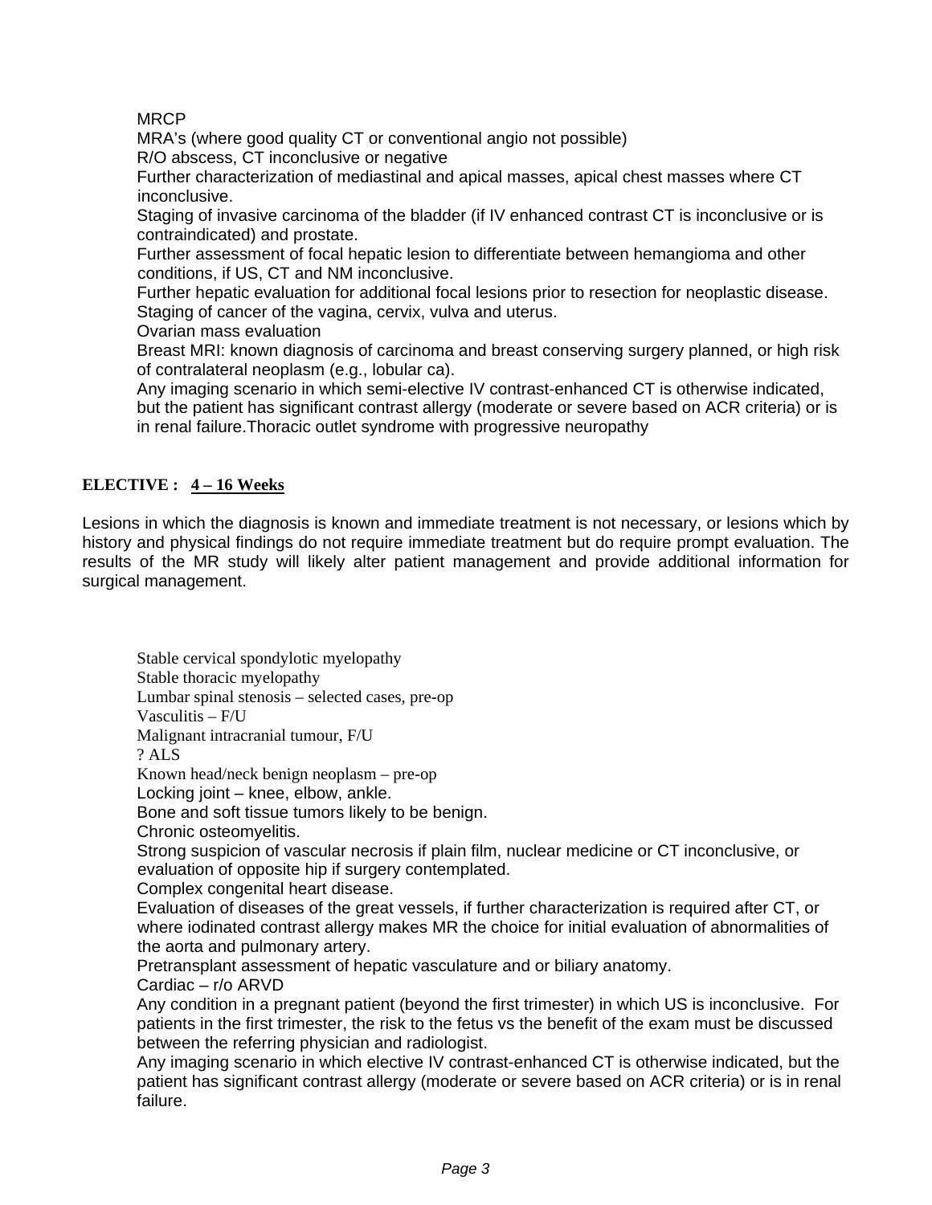- MRCP
- MRA's (where good quality CT or conventional angio not possible)
- R/O abscess, CT inconclusive or negative
- Further characterization of mediastinal and apical masses, apical chest masses where CT inconclusive.
- Staging of invasive carcinoma of the bladder (if IV enhanced contrast CT is inconclusive or is contraindicated) and prostate.
- Further assessment of focal hepatic lesion to differentiate between hemangioma and other conditions, if US, CT and NM inconclusive.
- Further hepatic evaluation for additional focal lesions prior to resection for neoplastic disease.
- Staging of cancer of the vagina, cervix, vulva and uterus.
- Ovarian mass evaluation
- Breast MRI: known diagnosis of carcinoma and breast conserving surgery planned, or high risk of contralateral neoplasm (e.g., lobular ca).
- Any imaging scenario in which semi-elective IV contrast-enhanced CT is otherwise indicated, but the patient has significant contrast allergy (moderate or severe based on ACR criteria) or is in renal failure.Thoracic outlet syndrome with progressive neuropathy

**ELECTIVE : <u>4 – 16 Weeks</u>**

Lesions in which the diagnosis is known and immediate treatment is not necessary, or lesions which by history and physical findings do not require immediate treatment but do require prompt evaluation. The results of the MR study will likely alter patient management and provide additional information for surgical management.

- Stable cervical spondylotic myelopathy
- Stable thoracic myelopathy
- Lumbar spinal stenosis – selected cases, pre-op
- Vasculitis – F/U
- Malignant intracranial tumour, F/U
- ? ALS
- Known head/neck benign neoplasm – pre-op
- Locking joint – knee, elbow, ankle.
- Bone and soft tissue tumors likely to be benign.
- Chronic osteomyelitis.
- Strong suspicion of vascular necrosis if plain film, nuclear medicine or CT inconclusive, or evaluation of opposite hip if surgery contemplated.
- Complex congenital heart disease.
- Evaluation of diseases of the great vessels, if further characterization is required after CT, or where iodinated contrast allergy makes MR the choice for initial evaluation of abnormalities of the aorta and pulmonary artery.
- Pretransplant assessment of hepatic vasculature and or biliary anatomy.
- Cardiac – r/o ARVD
- Any condition in a pregnant patient (beyond the first trimester) in which US is inconclusive. For patients in the first trimester, the risk to the fetus vs the benefit of the exam must be discussed between the referring physician and radiologist.
- Any imaging scenario in which elective IV contrast-enhanced CT is otherwise indicated, but the patient has significant contrast allergy (moderate or severe based on ACR criteria) or is in renal failure.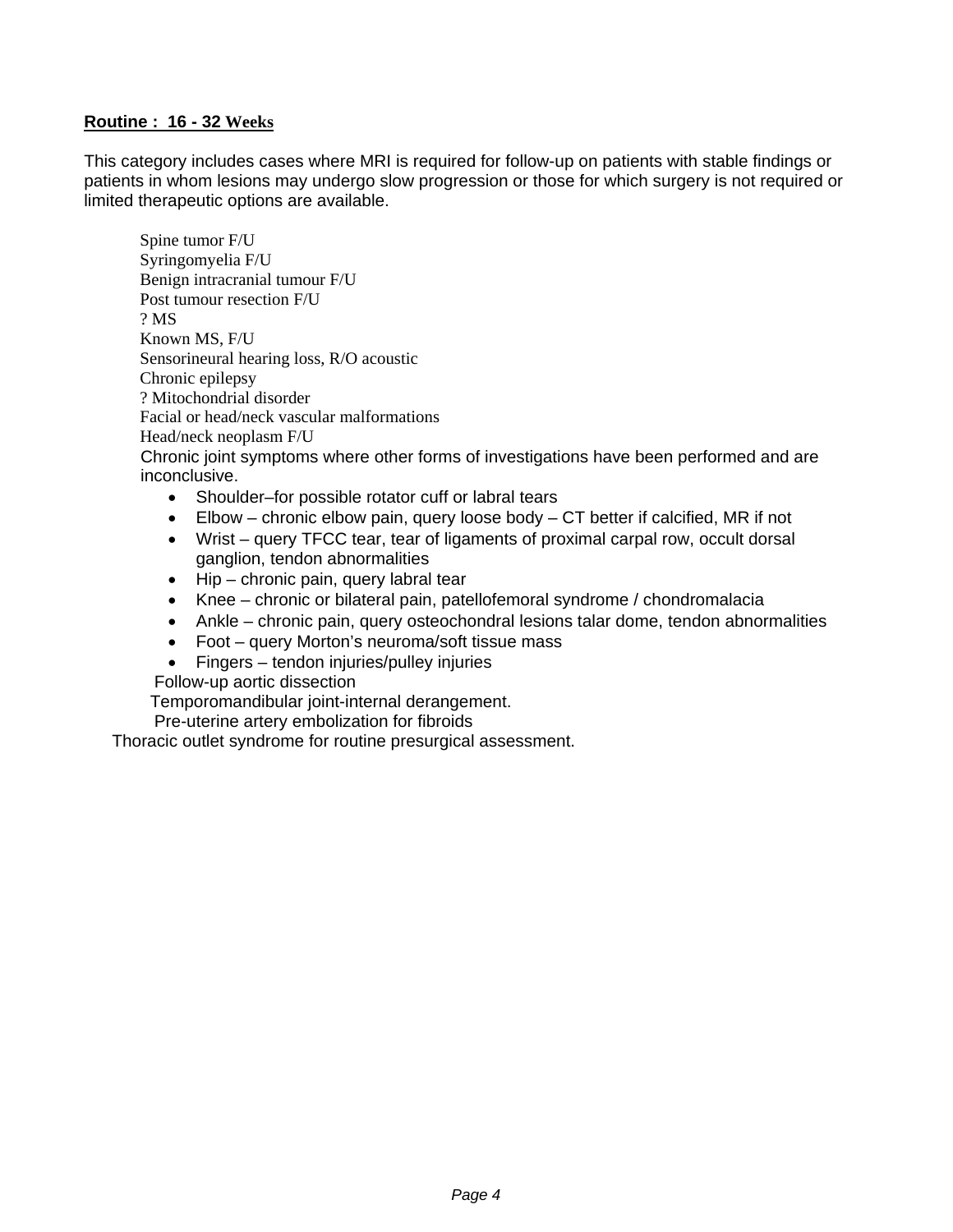**Routine : 16 - 32 Weeks**

This category includes cases where MRI is required for follow-up on patients with stable findings or patients in whom lesions may undergo slow progression or those for which surgery is not required or limited therapeutic options are available.

Spine tumor F/U
Syringomyelia F/U
Benign intracranial tumour F/U
Post tumour resection F/U
? MS
Known MS, F/U
Sensorineural hearing loss, R/O acoustic
Chronic epilepsy
? Mitochondrial disorder
Facial or head/neck vascular malformations
Head/neck neoplasm F/U
Chronic joint symptoms where other forms of investigations have been performed and are inconclusive.

- Shoulder–for possible rotator cuff or labral tears
- Elbow – chronic elbow pain, query loose body – CT better if calcified, MR if not
- Wrist – query TFCC tear, tear of ligaments of proximal carpal row, occult dorsal ganglion, tendon abnormalities
- Hip – chronic pain, query labral tear
- Knee – chronic or bilateral pain, patellofemoral syndrome / chondromalacia
- Ankle – chronic pain, query osteochondral lesions talar dome, tendon abnormalities
- Foot – query Morton's neuroma/soft tissue mass
- Fingers – tendon injuries/pulley injuries

Follow-up aortic dissection
Temporomandibular joint-internal derangement.
Pre-uterine artery embolization for fibroids
Thoracic outlet syndrome for routine presurgical assessment.